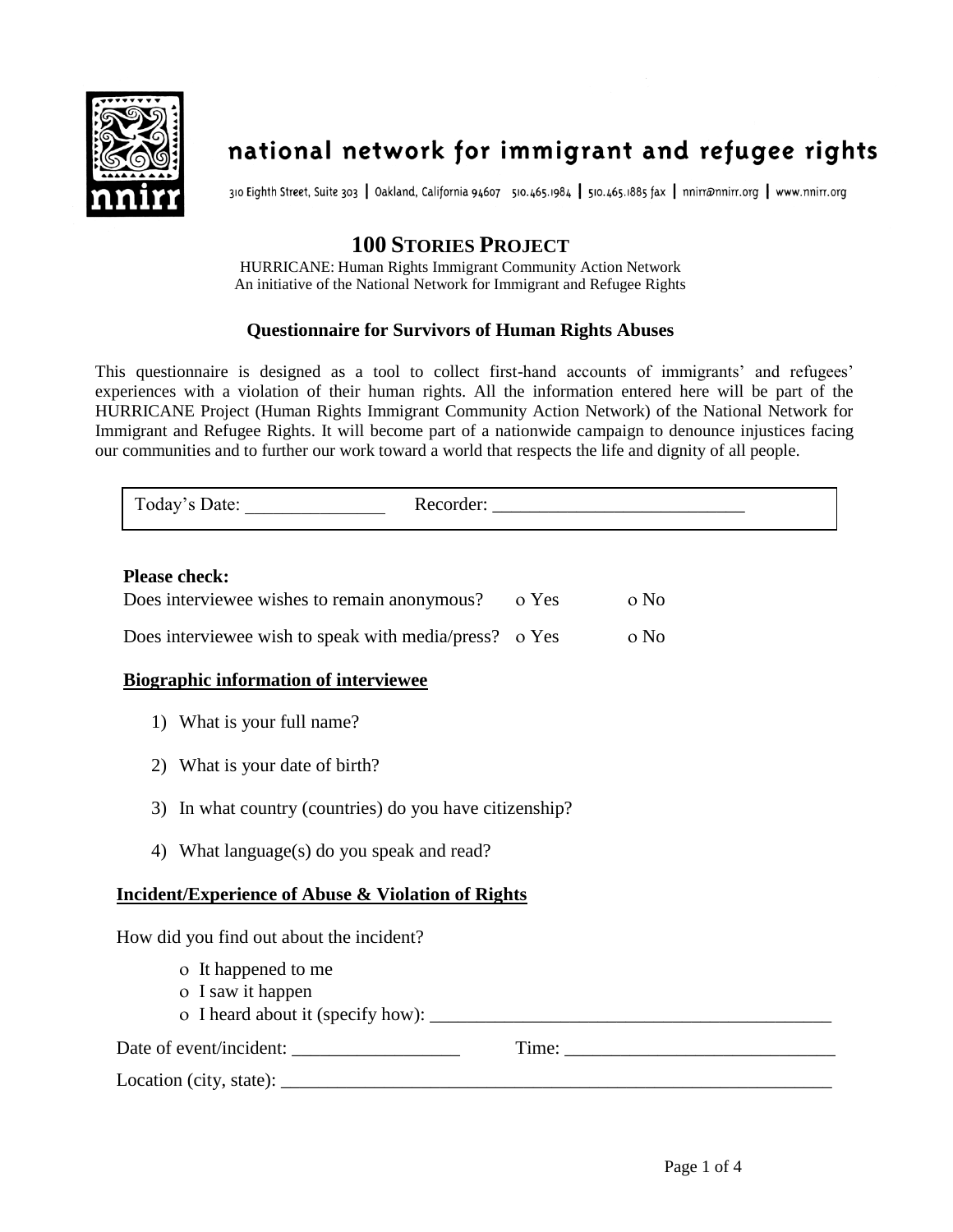# national network for immigrant and refugee rights

310 Eighth Street, Suite 303 | Oakland, California 94607 510.465.1984 | 510.465.1885 fax | nnirr@nnirr.org | www.nnirr.org

## 100 STORIES PROJECT

HURRICANE: Human Rights Immigrant Community Action Network
An initiative of the National Network for Immigrant and Refugee Rights

### Questionnaire for Survivors of Human Rights Abuses

This questionnaire is designed as a tool to collect first-hand accounts of immigrants' and refugees' experiences with a violation of their human rights. All the information entered here will be part of the HURRICANE Project (Human Rights Immigrant Community Action Network) of the National Network for Immigrant and Refugee Rights. It will become part of a nationwide campaign to denounce injustices facing our communities and to further our work toward a world that respects the life and dignity of all people.

Today's Date: _______________ Recorder: ___________________________

**Please check:**

Does interviewee wishes to remain anonymous? o Yes o No

Does interviewee wish to speak with media/press? o Yes o No

**Biographic information of interviewee**

1) What is your full name?
2) What is your date of birth?
3) In what country (countries) do you have citizenship?
4) What language(s) do you speak and read?

**Incident/Experience of Abuse & Violation of Rights**

How did you find out about the incident?

- o It happened to me
- o I saw it happen
- o I heard about it (specify how): ___________________________________________

Date of event/incident: __________________ Time: _____________________________

Location (city, state): ____________________________________________________________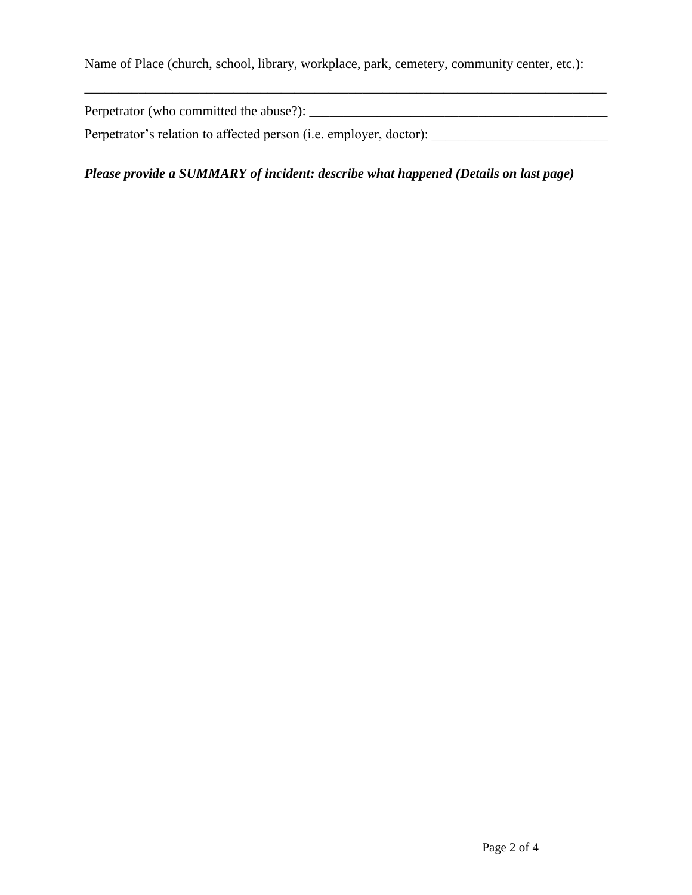Name of Place (church, school, library, workplace, park, cemetery, community center, etc.):

________________________________________________________________________________

Perpetrator (who committed the abuse?): ____________________________________________

Perpetrator's relation to affected person (i.e. employer, doctor): __________________________

***Please provide a SUMMARY of incident: describe what happened (Details on last page)***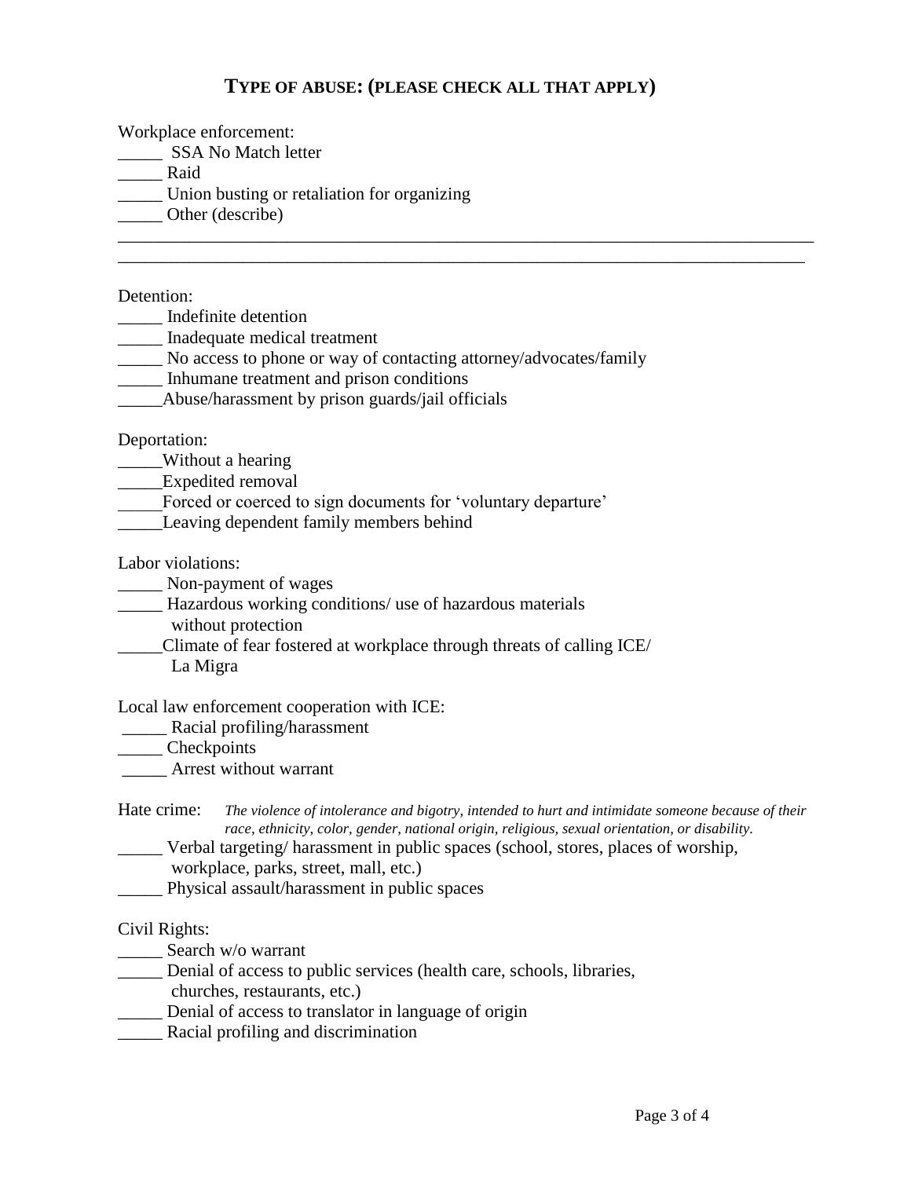## TYPE OF ABUSE: (PLEASE CHECK ALL THAT APPLY)

Workplace enforcement:

_____ SSA No Match letter
_____ Raid
_____ Union busting or retaliation for organizing
_____ Other (describe)
_______________________________________________________________________________
_______________________________________________________________________________

Detention:

_____ Indefinite detention
_____ Inadequate medical treatment
_____ No access to phone or way of contacting attorney/advocates/family
_____ Inhumane treatment and prison conditions
_____Abuse/harassment by prison guards/jail officials

Deportation:

_____Without a hearing
_____Expedited removal
_____Forced or coerced to sign documents for 'voluntary departure'
_____Leaving dependent family members behind

Labor violations:

_____ Non-payment of wages
_____ Hazardous working conditions/ use of hazardous materials without protection
_____Climate of fear fostered at workplace through threats of calling ICE/ La Migra

Local law enforcement cooperation with ICE:

_____ Racial profiling/harassment
_____ Checkpoints
_____ Arrest without warrant

Hate crime: *The violence of intolerance and bigotry, intended to hurt and intimidate someone because of their race, ethnicity, color, gender, national origin, religious, sexual orientation, or disability.*

_____ Verbal targeting/ harassment in public spaces (school, stores, places of worship, workplace, parks, street, mall, etc.)
_____ Physical assault/harassment in public spaces

Civil Rights:

_____ Search w/o warrant
_____ Denial of access to public services (health care, schools, libraries, churches, restaurants, etc.)
_____ Denial of access to translator in language of origin
_____ Racial profiling and discrimination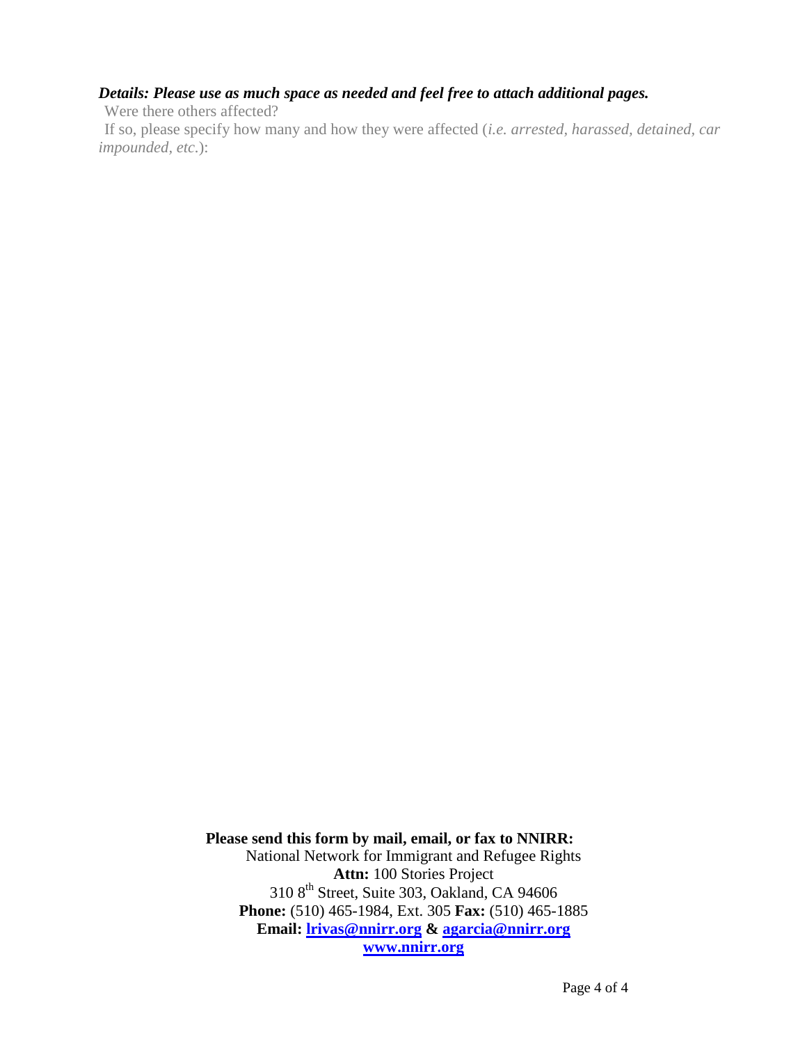***Details: Please use as much space as needed and feel free to attach additional pages.***

Were there others affected?

If so, please specify how many and how they were affected (*i.e. arrested, harassed, detained, car impounded, etc*.):

**Please send this form by mail, email, or fax to NNIRR:**

National Network for Immigrant and Refugee Rights

**Attn:** 100 Stories Project

310 8th Street, Suite 303, Oakland, CA 94606

**Phone:** (510) 465-1984, Ext. 305 **Fax:** (510) 465-1885

**Email: lrivas@nnirr.org & agarcia@nnirr.org**

**www.nnirr.org**